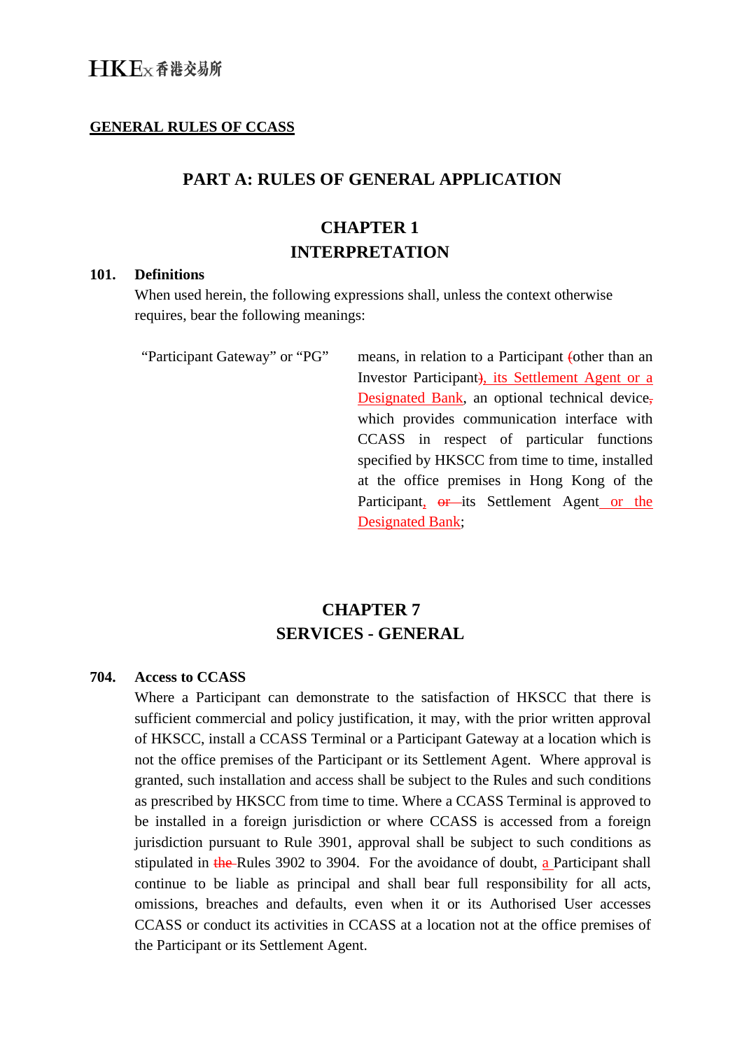**GENERAL RULES OF CCASS**

# PART A: RULES OF GENERAL APPLICATION

## CHAPTER 1
## INTERPRETATION

**101. Definitions**

When used herein, the following expressions shall, unless the context otherwise requires, bear the following meanings:

| | |
|---|---|
| "Participant Gateway" or "PG" | means, in relation to a Participant (other than an Investor Participant), its Settlement Agent or a Designated Bank, an optional technical device, which provides communication interface with CCASS in respect of particular functions specified by HKSCC from time to time, installed at the office premises in Hong Kong of the Participant, or its Settlement Agent or the Designated Bank; |

## CHAPTER 7
## SERVICES - GENERAL

**704. Access to CCASS**

Where a Participant can demonstrate to the satisfaction of HKSCC that there is sufficient commercial and policy justification, it may, with the prior written approval of HKSCC, install a CCASS Terminal or a Participant Gateway at a location which is not the office premises of the Participant or its Settlement Agent. Where approval is granted, such installation and access shall be subject to the Rules and such conditions as prescribed by HKSCC from time to time. Where a CCASS Terminal is approved to be installed in a foreign jurisdiction or where CCASS is accessed from a foreign jurisdiction pursuant to Rule 3901, approval shall be subject to such conditions as stipulated in the Rules 3902 to 3904. For the avoidance of doubt, a Participant shall continue to be liable as principal and shall bear full responsibility for all acts, omissions, breaches and defaults, even when it or its Authorised User accesses CCASS or conduct its activities in CCASS at a location not at the office premises of the Participant or its Settlement Agent.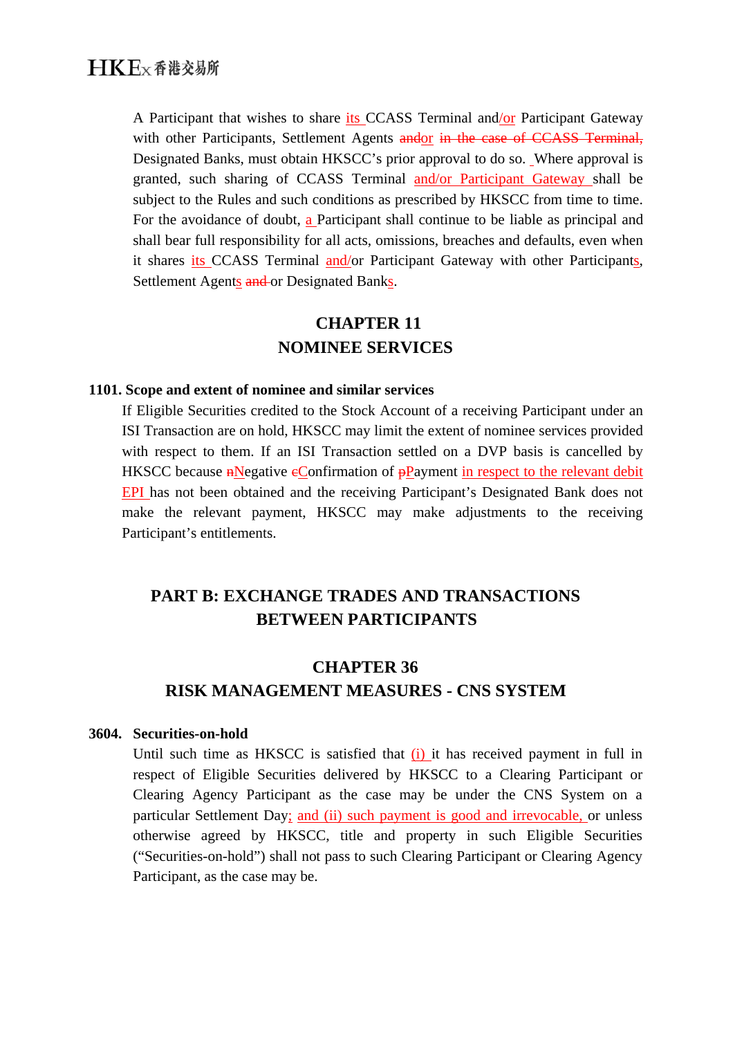A Participant that wishes to share its CCASS Terminal and/or Participant Gateway with other Participants, Settlement Agents andor ~~in the case of CCASS Terminal,~~ Designated Banks, must obtain HKSCC's prior approval to do so. Where approval is granted, such sharing of CCASS Terminal and/or Participant Gateway shall be subject to the Rules and such conditions as prescribed by HKSCC from time to time. For the avoidance of doubt, a Participant shall continue to be liable as principal and shall bear full responsibility for all acts, omissions, breaches and defaults, even when it shares its CCASS Terminal and/or Participant Gateway with other Participants, Settlement Agents ~~and~~ or Designated Banks.

## CHAPTER 11
## NOMINEE SERVICES

**1101. Scope and extent of nominee and similar services**

If Eligible Securities credited to the Stock Account of a receiving Participant under an ISI Transaction are on hold, HKSCC may limit the extent of nominee services provided with respect to them. If an ISI Transaction settled on a DVP basis is cancelled by HKSCC because ~~n~~Negative ~~c~~Confirmation of ~~p~~Payment in respect to the relevant debit EPI has not been obtained and the receiving Participant's Designated Bank does not make the relevant payment, HKSCC may make adjustments to the receiving Participant's entitlements.

# PART B: EXCHANGE TRADES AND TRANSACTIONS BETWEEN PARTICIPANTS

## CHAPTER 36
## RISK MANAGEMENT MEASURES - CNS SYSTEM

**3604. Securities-on-hold**

Until such time as HKSCC is satisfied that (i) it has received payment in full in respect of Eligible Securities delivered by HKSCC to a Clearing Participant or Clearing Agency Participant as the case may be under the CNS System on a particular Settlement Day; and (ii) such payment is good and irrevocable, or unless otherwise agreed by HKSCC, title and property in such Eligible Securities ("Securities-on-hold") shall not pass to such Clearing Participant or Clearing Agency Participant, as the case may be.